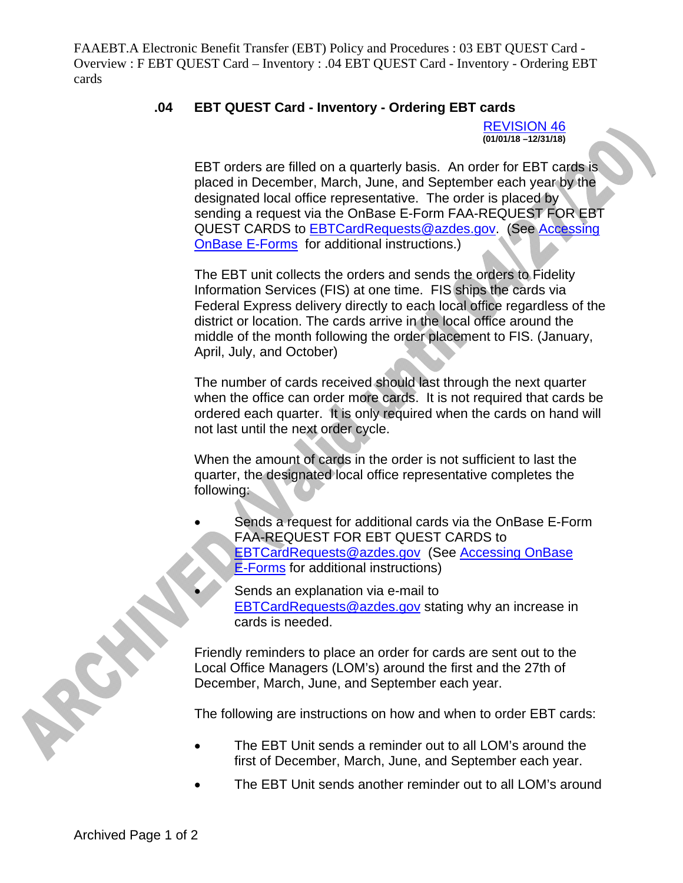FAAEBT.A Electronic Benefit Transfer (EBT) Policy and Procedures : 03 EBT QUEST Card - Overview : F EBT QUEST Card – Inventory : .04 EBT QUEST Card - Inventory - Ordering EBT cards

## .04 EBT QUEST Card - Inventory - Ordering EBT cards

REVISION 46
**(01/01/18 –12/31/18)**

EBT orders are filled on a quarterly basis. An order for EBT cards is placed in December, March, June, and September each year by the designated local office representative. The order is placed by sending a request via the OnBase E-Form FAA-REQUEST FOR EBT QUEST CARDS to EBTCardRequests@azdes.gov. (See Accessing OnBase E-Forms for additional instructions.)

The EBT unit collects the orders and sends the orders to Fidelity Information Services (FIS) at one time. FIS ships the cards via Federal Express delivery directly to each local office regardless of the district or location. The cards arrive in the local office around the middle of the month following the order placement to FIS. (January, April, July, and October)

The number of cards received should last through the next quarter when the office can order more cards. It is not required that cards be ordered each quarter. It is only required when the cards on hand will not last until the next order cycle.

When the amount of cards in the order is not sufficient to last the quarter, the designated local office representative completes the following:

- Sends a request for additional cards via the OnBase E-Form FAA-REQUEST FOR EBT QUEST CARDS to EBTCardRequests@azdes.gov (See Accessing OnBase E-Forms for additional instructions)
- Sends an explanation via e-mail to EBTCardRequests@azdes.gov stating why an increase in cards is needed.

Friendly reminders to place an order for cards are sent out to the Local Office Managers (LOM's) around the first and the 27th of December, March, June, and September each year.

The following are instructions on how and when to order EBT cards:

- The EBT Unit sends a reminder out to all LOM's around the first of December, March, June, and September each year.
- The EBT Unit sends another reminder out to all LOM's around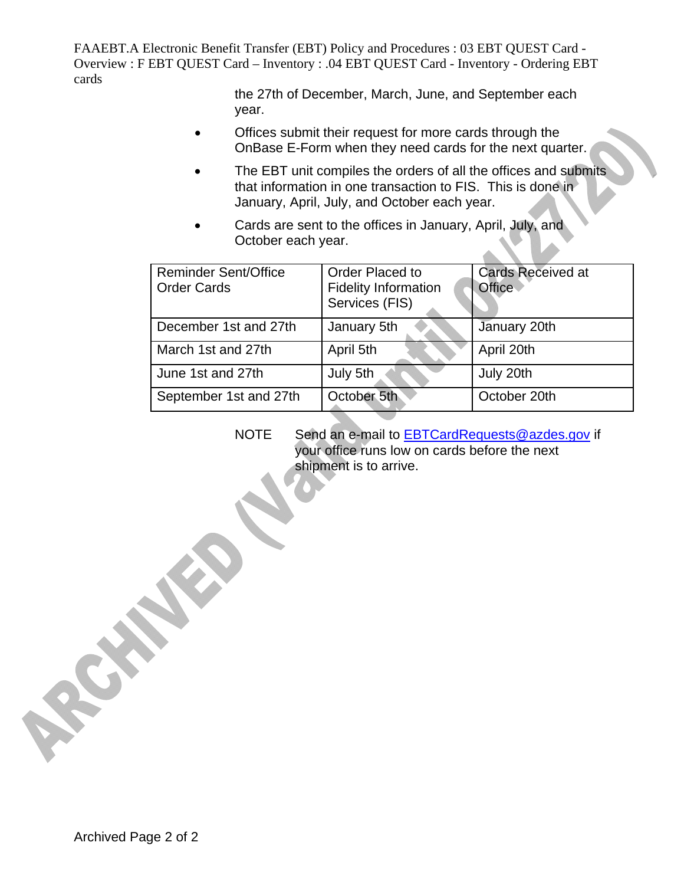the 27th of December, March, June, and September each year.

- Offices submit their request for more cards through the OnBase E-Form when they need cards for the next quarter.
- The EBT unit compiles the orders of all the offices and submits that information in one transaction to FIS. This is done in January, April, July, and October each year.
- Cards are sent to the offices in January, April, July, and October each year.

| Reminder Sent/Office Order Cards | Order Placed to Fidelity Information Services (FIS) | Cards Received at Office |
|---|---|---|
| December 1st and 27th | January 5th | January 20th |
| March 1st and 27th | April 5th | April 20th |
| June 1st and 27th | July 5th | July 20th |
| September 1st and 27th | October 5th | October 20th |

NOTE Send an e-mail to EBTCardRequests@azdes.gov if your office runs low on cards before the next shipment is to arrive.